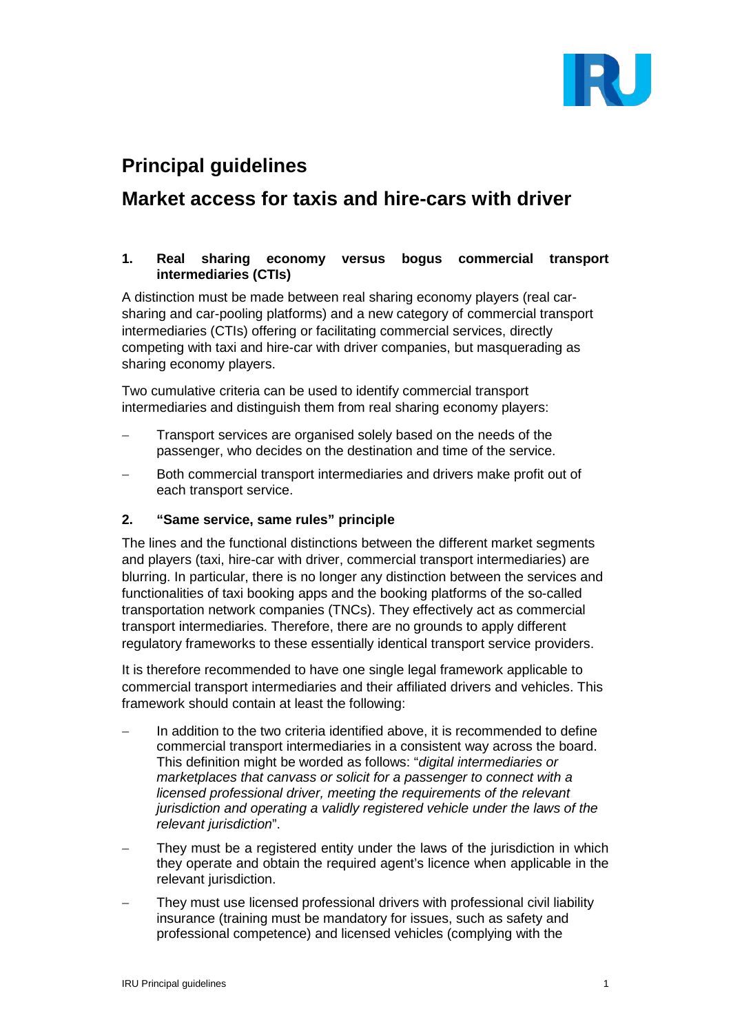# Principal guidelines

## Market access for taxis and hire-cars with driver

### 1. Real sharing economy versus bogus commercial transport intermediaries (CTIs)

A distinction must be made between real sharing economy players (real car-sharing and car-pooling platforms) and a new category of commercial transport intermediaries (CTIs) offering or facilitating commercial services, directly competing with taxi and hire-car with driver companies, but masquerading as sharing economy players.

Two cumulative criteria can be used to identify commercial transport intermediaries and distinguish them from real sharing economy players:

- Transport services are organised solely based on the needs of the passenger, who decides on the destination and time of the service.
- Both commercial transport intermediaries and drivers make profit out of each transport service.

### 2. "Same service, same rules" principle

The lines and the functional distinctions between the different market segments and players (taxi, hire-car with driver, commercial transport intermediaries) are blurring. In particular, there is no longer any distinction between the services and functionalities of taxi booking apps and the booking platforms of the so-called transportation network companies (TNCs). They effectively act as commercial transport intermediaries. Therefore, there are no grounds to apply different regulatory frameworks to these essentially identical transport service providers.

It is therefore recommended to have one single legal framework applicable to commercial transport intermediaries and their affiliated drivers and vehicles. This framework should contain at least the following:

- In addition to the two criteria identified above, it is recommended to define commercial transport intermediaries in a consistent way across the board. This definition might be worded as follows: "*digital intermediaries or marketplaces that canvass or solicit for a passenger to connect with a licensed professional driver, meeting the requirements of the relevant jurisdiction and operating a validly registered vehicle under the laws of the relevant jurisdiction*".
- They must be a registered entity under the laws of the jurisdiction in which they operate and obtain the required agent's licence when applicable in the relevant jurisdiction.
- They must use licensed professional drivers with professional civil liability insurance (training must be mandatory for issues, such as safety and professional competence) and licensed vehicles (complying with the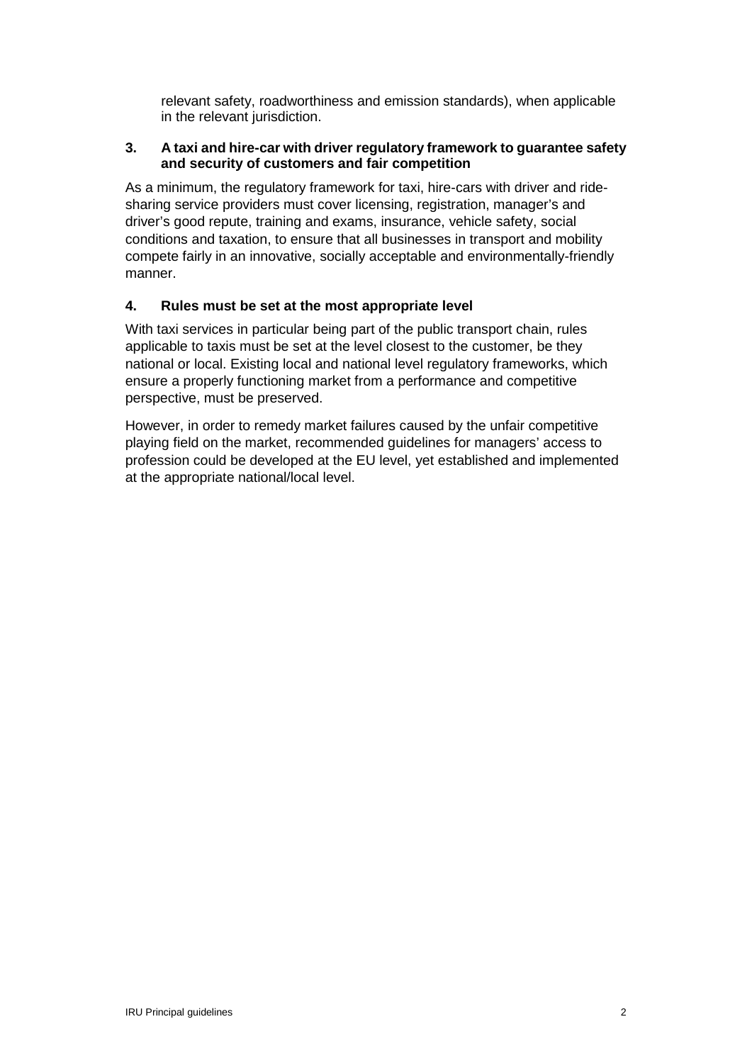relevant safety, roadworthiness and emission standards), when applicable in the relevant jurisdiction.

### 3. A taxi and hire-car with driver regulatory framework to guarantee safety and security of customers and fair competition

As a minimum, the regulatory framework for taxi, hire-cars with driver and ride-sharing service providers must cover licensing, registration, manager's and driver's good repute, training and exams, insurance, vehicle safety, social conditions and taxation, to ensure that all businesses in transport and mobility compete fairly in an innovative, socially acceptable and environmentally-friendly manner.

### 4. Rules must be set at the most appropriate level

With taxi services in particular being part of the public transport chain, rules applicable to taxis must be set at the level closest to the customer, be they national or local. Existing local and national level regulatory frameworks, which ensure a properly functioning market from a performance and competitive perspective, must be preserved.

However, in order to remedy market failures caused by the unfair competitive playing field on the market, recommended guidelines for managers' access to profession could be developed at the EU level, yet established and implemented at the appropriate national/local level.